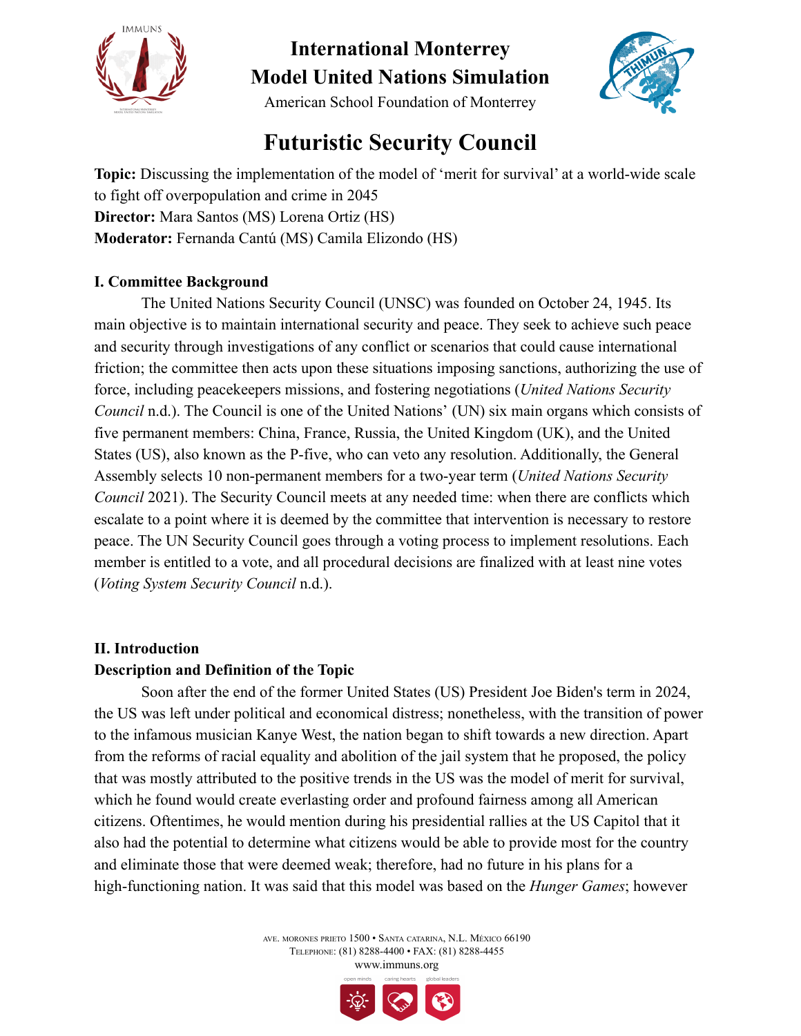# International Monterrey Model United Nations Simulation

American School Foundation of Monterrey

## Futuristic Security Council

**Topic:** Discussing the implementation of the model of 'merit for survival' at a world-wide scale to fight off overpopulation and crime in 2045
**Director:** Mara Santos (MS) Lorena Ortiz (HS)
**Moderator:** Fernanda Cantú (MS) Camila Elizondo (HS)

### I. Committee Background

The United Nations Security Council (UNSC) was founded on October 24, 1945. Its main objective is to maintain international security and peace. They seek to achieve such peace and security through investigations of any conflict or scenarios that could cause international friction; the committee then acts upon these situations imposing sanctions, authorizing the use of force, including peacekeepers missions, and fostering negotiations (*United Nations Security Council* n.d.). The Council is one of the United Nations' (UN) six main organs which consists of five permanent members: China, France, Russia, the United Kingdom (UK), and the United States (US), also known as the P-five, who can veto any resolution. Additionally, the General Assembly selects 10 non-permanent members for a two-year term (*United Nations Security Council* 2021). The Security Council meets at any needed time: when there are conflicts which escalate to a point where it is deemed by the committee that intervention is necessary to restore peace. The UN Security Council goes through a voting process to implement resolutions. Each member is entitled to a vote, and all procedural decisions are finalized with at least nine votes (*Voting System Security Council* n.d.).

### II. Introduction

**Description and Definition of the Topic**

Soon after the end of the former United States (US) President Joe Biden's term in 2024, the US was left under political and economical distress; nonetheless, with the transition of power to the infamous musician Kanye West, the nation began to shift towards a new direction. Apart from the reforms of racial equality and abolition of the jail system that he proposed, the policy that was mostly attributed to the positive trends in the US was the model of merit for survival, which he found would create everlasting order and profound fairness among all American citizens. Oftentimes, he would mention during his presidential rallies at the US Capitol that it also had the potential to determine what citizens would be able to provide most for the country and eliminate those that were deemed weak; therefore, had no future in his plans for a high-functioning nation. It was said that this model was based on the *Hunger Games*; however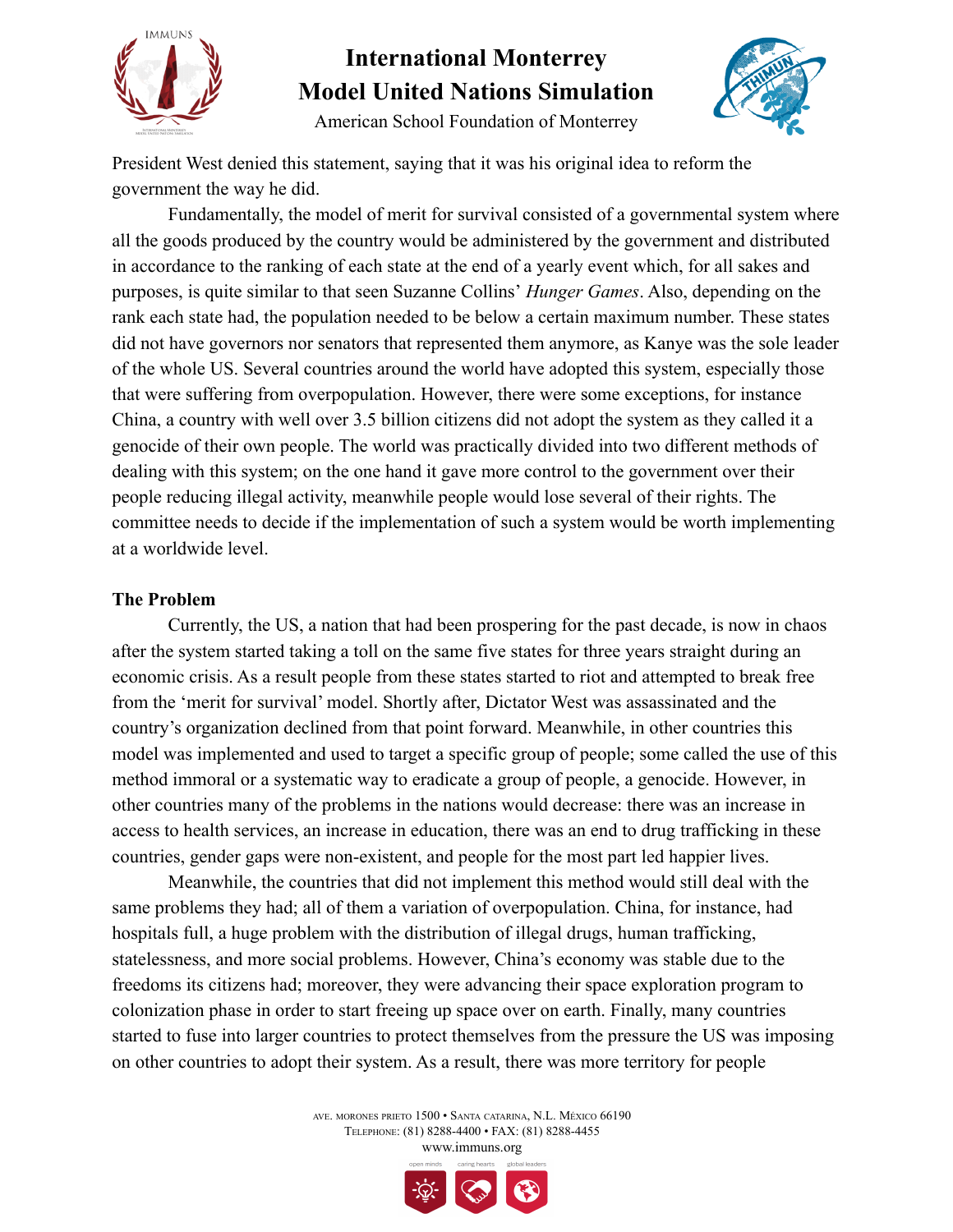President West denied this statement, saying that it was his original idea to reform the government the way he did.

Fundamentally, the model of merit for survival consisted of a governmental system where all the goods produced by the country would be administered by the government and distributed in accordance to the ranking of each state at the end of a yearly event which, for all sakes and purposes, is quite similar to that seen Suzanne Collins' *Hunger Games*. Also, depending on the rank each state had, the population needed to be below a certain maximum number. These states did not have governors nor senators that represented them anymore, as Kanye was the sole leader of the whole US. Several countries around the world have adopted this system, especially those that were suffering from overpopulation. However, there were some exceptions, for instance China, a country with well over 3.5 billion citizens did not adopt the system as they called it a genocide of their own people. The world was practically divided into two different methods of dealing with this system; on the one hand it gave more control to the government over their people reducing illegal activity, meanwhile people would lose several of their rights. The committee needs to decide if the implementation of such a system would be worth implementing at a worldwide level.

**The Problem**

Currently, the US, a nation that had been prospering for the past decade, is now in chaos after the system started taking a toll on the same five states for three years straight during an economic crisis. As a result people from these states started to riot and attempted to break free from the 'merit for survival' model. Shortly after, Dictator West was assassinated and the country's organization declined from that point forward. Meanwhile, in other countries this model was implemented and used to target a specific group of people; some called the use of this method immoral or a systematic way to eradicate a group of people, a genocide. However, in other countries many of the problems in the nations would decrease: there was an increase in access to health services, an increase in education, there was an end to drug trafficking in these countries, gender gaps were non-existent, and people for the most part led happier lives.

Meanwhile, the countries that did not implement this method would still deal with the same problems they had; all of them a variation of overpopulation. China, for instance, had hospitals full, a huge problem with the distribution of illegal drugs, human trafficking, statelessness, and more social problems. However, China's economy was stable due to the freedoms its citizens had; moreover, they were advancing their space exploration program to colonization phase in order to start freeing up space over on earth. Finally, many countries started to fuse into larger countries to protect themselves from the pressure the US was imposing on other countries to adopt their system. As a result, there was more territory for people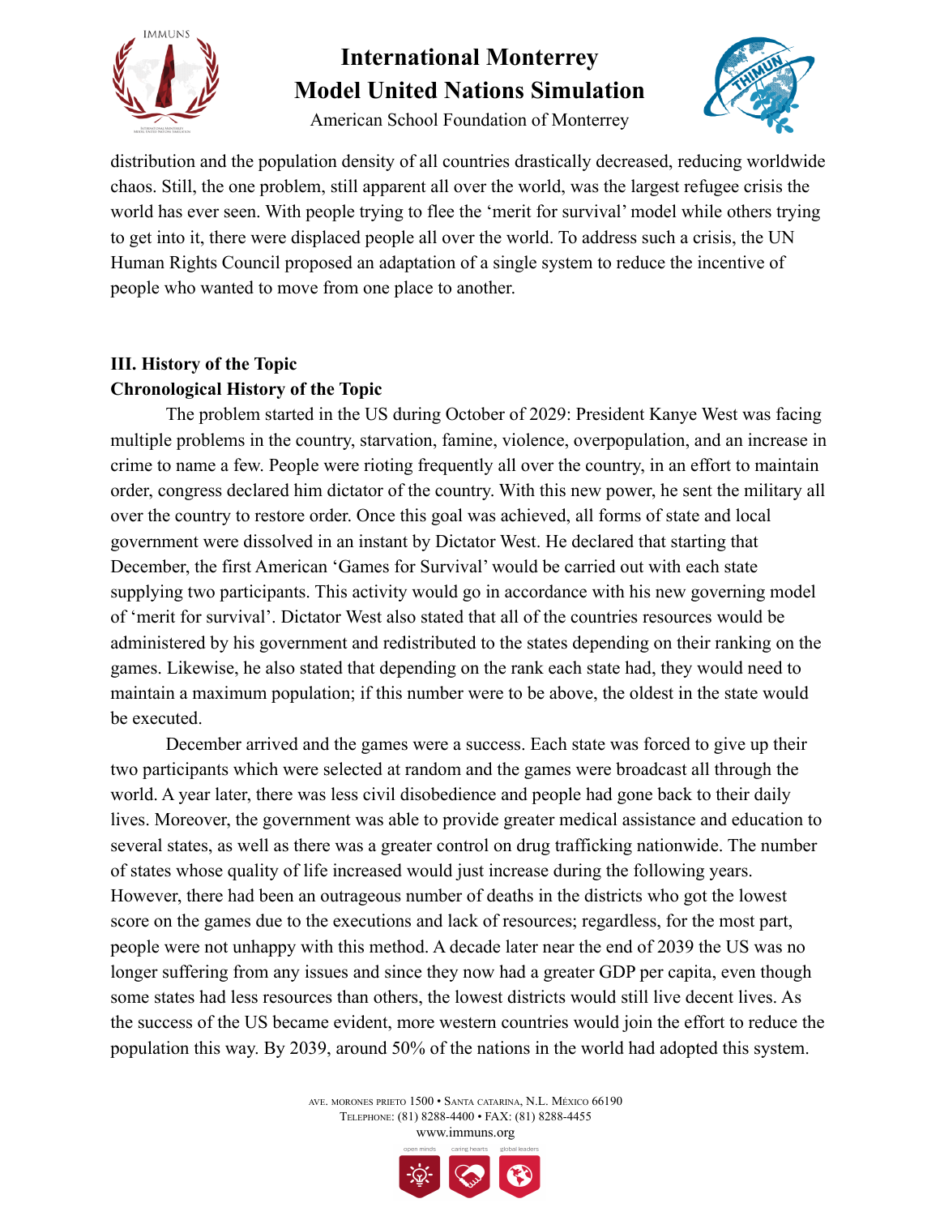distribution and the population density of all countries drastically decreased, reducing worldwide chaos. Still, the one problem, still apparent all over the world, was the largest refugee crisis the world has ever seen. With people trying to flee the 'merit for survival' model while others trying to get into it, there were displaced people all over the world. To address such a crisis, the UN Human Rights Council proposed an adaptation of a single system to reduce the incentive of people who wanted to move from one place to another.

## III. History of the Topic

### Chronological History of the Topic

The problem started in the US during October of 2029: President Kanye West was facing multiple problems in the country, starvation, famine, violence, overpopulation, and an increase in crime to name a few. People were rioting frequently all over the country, in an effort to maintain order, congress declared him dictator of the country. With this new power, he sent the military all over the country to restore order. Once this goal was achieved, all forms of state and local government were dissolved in an instant by Dictator West. He declared that starting that December, the first American 'Games for Survival' would be carried out with each state supplying two participants. This activity would go in accordance with his new governing model of 'merit for survival'. Dictator West also stated that all of the countries resources would be administered by his government and redistributed to the states depending on their ranking on the games. Likewise, he also stated that depending on the rank each state had, they would need to maintain a maximum population; if this number were to be above, the oldest in the state would be executed.

December arrived and the games were a success. Each state was forced to give up their two participants which were selected at random and the games were broadcast all through the world. A year later, there was less civil disobedience and people had gone back to their daily lives. Moreover, the government was able to provide greater medical assistance and education to several states, as well as there was a greater control on drug trafficking nationwide. The number of states whose quality of life increased would just increase during the following years. However, there had been an outrageous number of deaths in the districts who got the lowest score on the games due to the executions and lack of resources; regardless, for the most part, people were not unhappy with this method. A decade later near the end of 2039 the US was no longer suffering from any issues and since they now had a greater GDP per capita, even though some states had less resources than others, the lowest districts would still live decent lives. As the success of the US became evident, more western countries would join the effort to reduce the population this way. By 2039, around 50% of the nations in the world had adopted this system.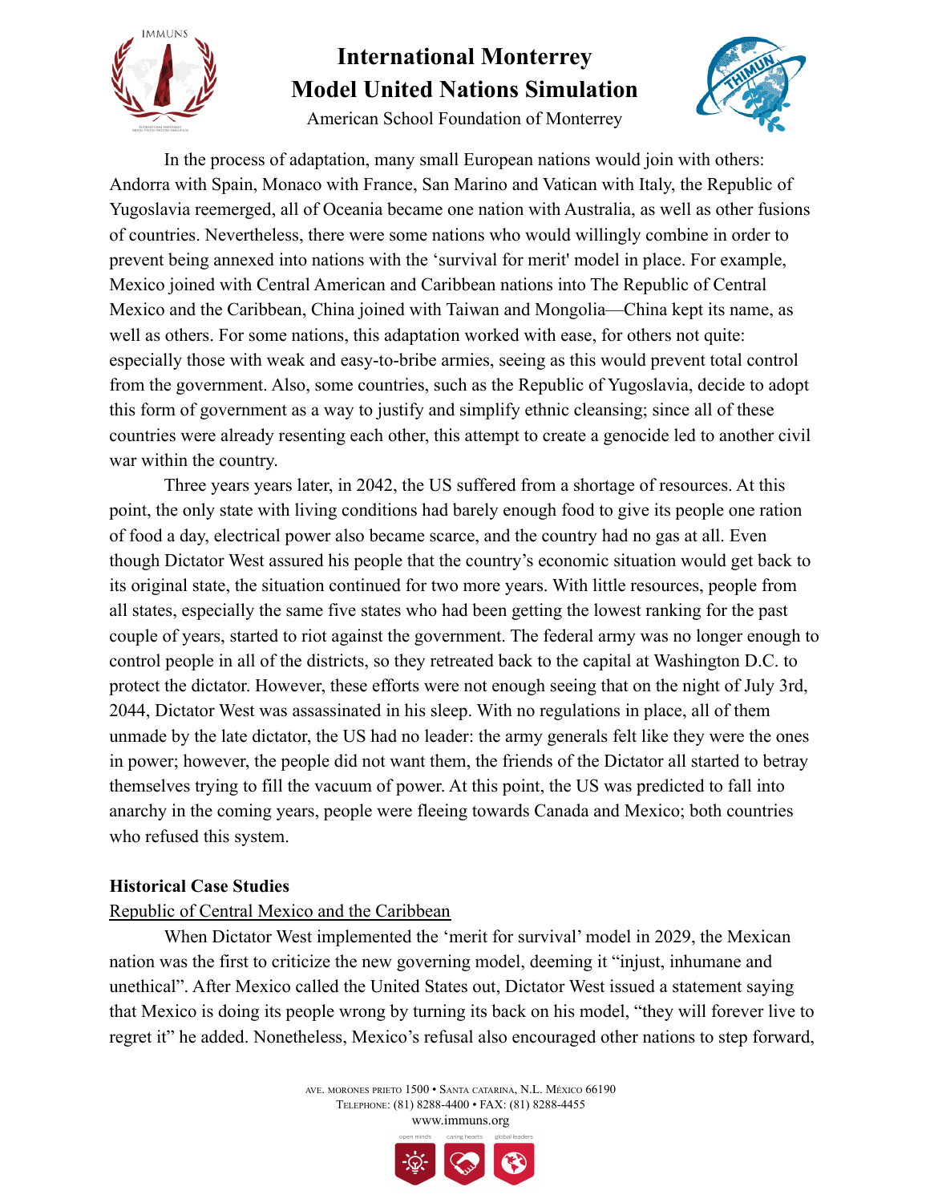In the process of adaptation, many small European nations would join with others: Andorra with Spain, Monaco with France, San Marino and Vatican with Italy, the Republic of Yugoslavia reemerged, all of Oceania became one nation with Australia, as well as other fusions of countries. Nevertheless, there were some nations who would willingly combine in order to prevent being annexed into nations with the 'survival for merit' model in place. For example, Mexico joined with Central American and Caribbean nations into The Republic of Central Mexico and the Caribbean, China joined with Taiwan and Mongolia—China kept its name, as well as others. For some nations, this adaptation worked with ease, for others not quite: especially those with weak and easy-to-bribe armies, seeing as this would prevent total control from the government. Also, some countries, such as the Republic of Yugoslavia, decide to adopt this form of government as a way to justify and simplify ethnic cleansing; since all of these countries were already resenting each other, this attempt to create a genocide led to another civil war within the country.

Three years years later, in 2042, the US suffered from a shortage of resources. At this point, the only state with living conditions had barely enough food to give its people one ration of food a day, electrical power also became scarce, and the country had no gas at all. Even though Dictator West assured his people that the country's economic situation would get back to its original state, the situation continued for two more years. With little resources, people from all states, especially the same five states who had been getting the lowest ranking for the past couple of years, started to riot against the government. The federal army was no longer enough to control people in all of the districts, so they retreated back to the capital at Washington D.C. to protect the dictator. However, these efforts were not enough seeing that on the night of July 3rd, 2044, Dictator West was assassinated in his sleep. With no regulations in place, all of them unmade by the late dictator, the US had no leader: the army generals felt like they were the ones in power; however, the people did not want them, the friends of the Dictator all started to betray themselves trying to fill the vacuum of power. At this point, the US was predicted to fall into anarchy in the coming years, people were fleeing towards Canada and Mexico; both countries who refused this system.

## Historical Case Studies

### Republic of Central Mexico and the Caribbean

When Dictator West implemented the 'merit for survival' model in 2029, the Mexican nation was the first to criticize the new governing model, deeming it "injust, inhumane and unethical". After Mexico called the United States out, Dictator West issued a statement saying that Mexico is doing its people wrong by turning its back on his model, "they will forever live to regret it" he added. Nonetheless, Mexico's refusal also encouraged other nations to step forward,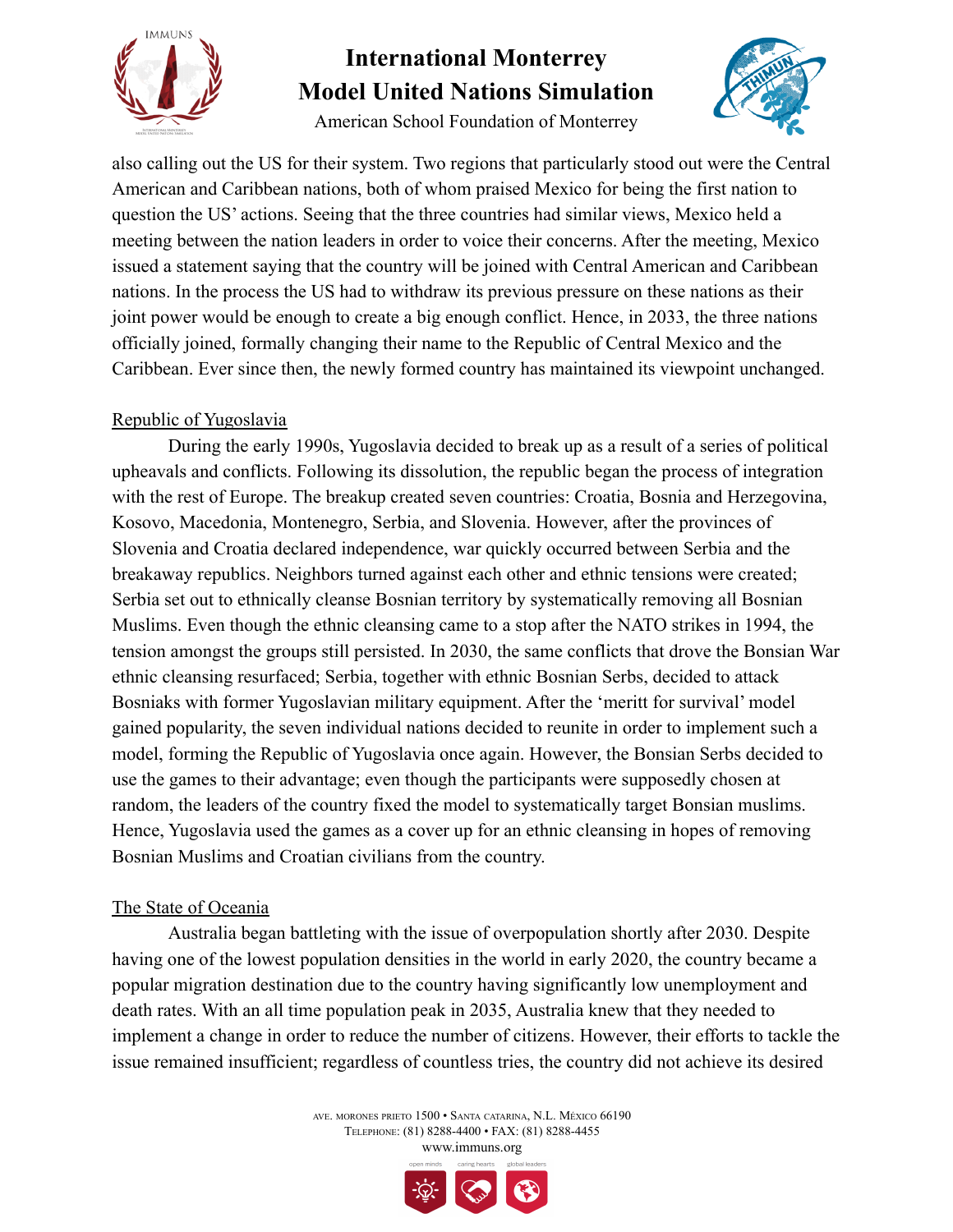also calling out the US for their system. Two regions that particularly stood out were the Central American and Caribbean nations, both of whom praised Mexico for being the first nation to question the US' actions. Seeing that the three countries had similar views, Mexico held a meeting between the nation leaders in order to voice their concerns. After the meeting, Mexico issued a statement saying that the country will be joined with Central American and Caribbean nations. In the process the US had to withdraw its previous pressure on these nations as their joint power would be enough to create a big enough conflict. Hence, in 2033, the three nations officially joined, formally changing their name to the Republic of Central Mexico and the Caribbean. Ever since then, the newly formed country has maintained its viewpoint unchanged.

<u>Republic of Yugoslavia</u>

During the early 1990s, Yugoslavia decided to break up as a result of a series of political upheavals and conflicts. Following its dissolution, the republic began the process of integration with the rest of Europe. The breakup created seven countries: Croatia, Bosnia and Herzegovina, Kosovo, Macedonia, Montenegro, Serbia, and Slovenia. However, after the provinces of Slovenia and Croatia declared independence, war quickly occurred between Serbia and the breakaway republics. Neighbors turned against each other and ethnic tensions were created; Serbia set out to ethnically cleanse Bosnian territory by systematically removing all Bosnian Muslims. Even though the ethnic cleansing came to a stop after the NATO strikes in 1994, the tension amongst the groups still persisted. In 2030, the same conflicts that drove the Bonsian War ethnic cleansing resurfaced; Serbia, together with ethnic Bosnian Serbs, decided to attack Bosniaks with former Yugoslavian military equipment. After the 'meritt for survival' model gained popularity, the seven individual nations decided to reunite in order to implement such a model, forming the Republic of Yugoslavia once again. However, the Bonsian Serbs decided to use the games to their advantage; even though the participants were supposedly chosen at random, the leaders of the country fixed the model to systematically target Bonsian muslims. Hence, Yugoslavia used the games as a cover up for an ethnic cleansing in hopes of removing Bosnian Muslims and Croatian civilians from the country.

<u>The State of Oceania</u>

Australia began battleting with the issue of overpopulation shortly after 2030. Despite having one of the lowest population densities in the world in early 2020, the country became a popular migration destination due to the country having significantly low unemployment and death rates. With an all time population peak in 2035, Australia knew that they needed to implement a change in order to reduce the number of citizens. However, their efforts to tackle the issue remained insufficient; regardless of countless tries, the country did not achieve its desired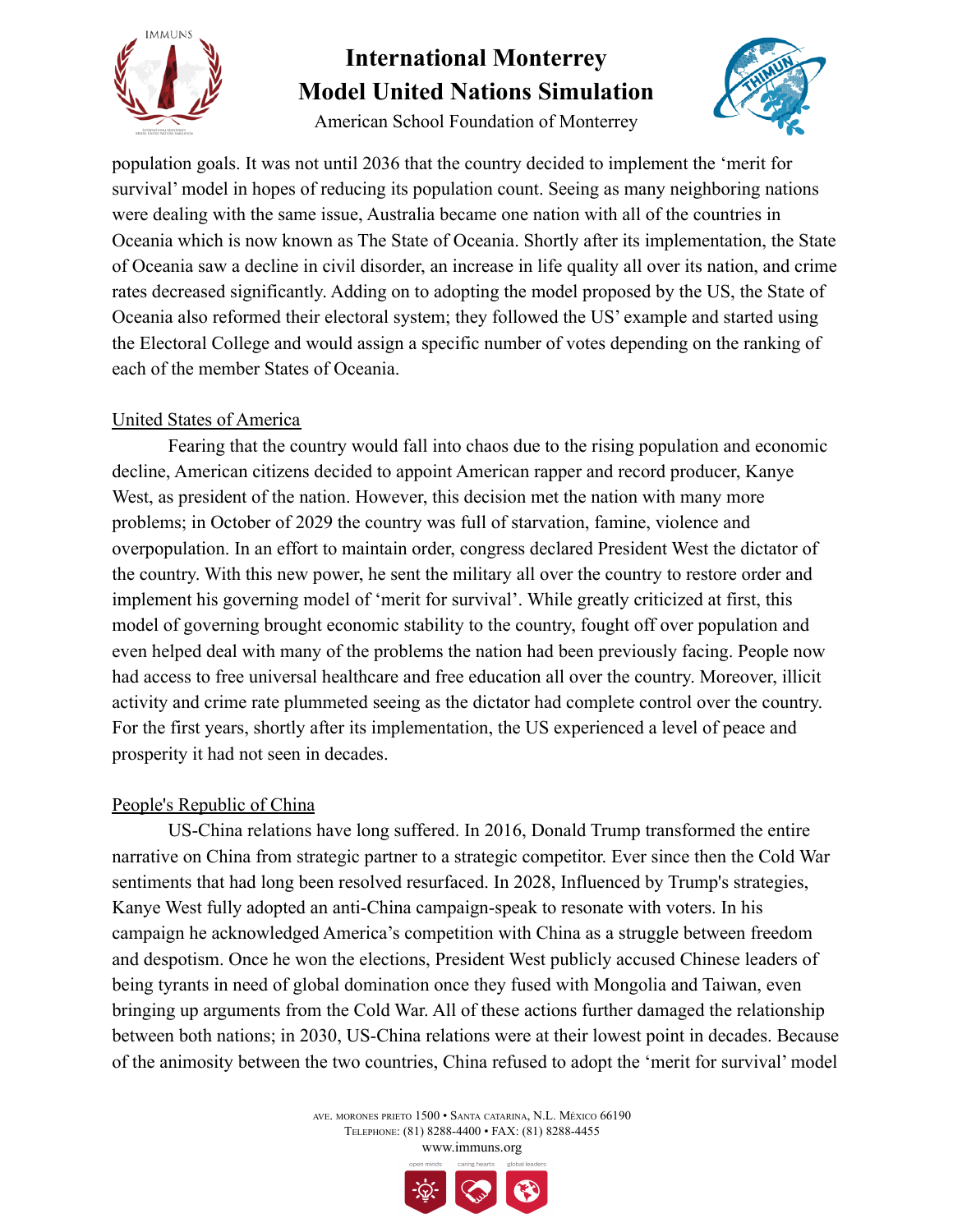population goals. It was not until 2036 that the country decided to implement the 'merit for survival' model in hopes of reducing its population count. Seeing as many neighboring nations were dealing with the same issue, Australia became one nation with all of the countries in Oceania which is now known as The State of Oceania. Shortly after its implementation, the State of Oceania saw a decline in civil disorder, an increase in life quality all over its nation, and crime rates decreased significantly. Adding on to adopting the model proposed by the US, the State of Oceania also reformed their electoral system; they followed the US' example and started using the Electoral College and would assign a specific number of votes depending on the ranking of each of the member States of Oceania.

## United States of America

Fearing that the country would fall into chaos due to the rising population and economic decline, American citizens decided to appoint American rapper and record producer, Kanye West, as president of the nation. However, this decision met the nation with many more problems; in October of 2029 the country was full of starvation, famine, violence and overpopulation. In an effort to maintain order, congress declared President West the dictator of the country. With this new power, he sent the military all over the country to restore order and implement his governing model of 'merit for survival'. While greatly criticized at first, this model of governing brought economic stability to the country, fought off over population and even helped deal with many of the problems the nation had been previously facing. People now had access to free universal healthcare and free education all over the country. Moreover, illicit activity and crime rate plummeted seeing as the dictator had complete control over the country. For the first years, shortly after its implementation, the US experienced a level of peace and prosperity it had not seen in decades.

## People's Republic of China

US-China relations have long suffered. In 2016, Donald Trump transformed the entire narrative on China from strategic partner to a strategic competitor. Ever since then the Cold War sentiments that had long been resolved resurfaced. In 2028, Influenced by Trump's strategies, Kanye West fully adopted an anti-China campaign-speak to resonate with voters. In his campaign he acknowledged America's competition with China as a struggle between freedom and despotism. Once he won the elections, President West publicly accused Chinese leaders of being tyrants in need of global domination once they fused with Mongolia and Taiwan, even bringing up arguments from the Cold War. All of these actions further damaged the relationship between both nations; in 2030, US-China relations were at their lowest point in decades. Because of the animosity between the two countries, China refused to adopt the 'merit for survival' model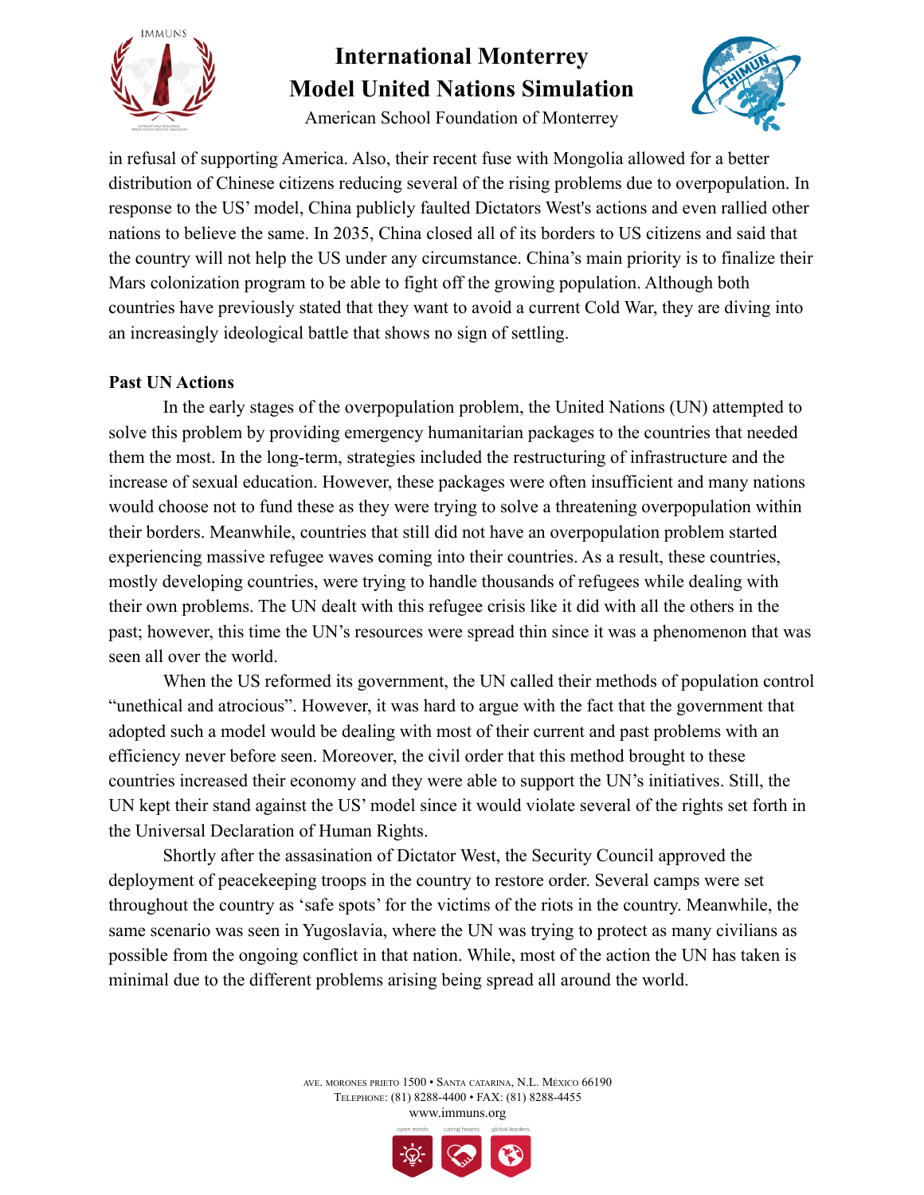in refusal of supporting America. Also, their recent fuse with Mongolia allowed for a better distribution of Chinese citizens reducing several of the rising problems due to overpopulation. In response to the US' model, China publicly faulted Dictators West's actions and even rallied other nations to believe the same. In 2035, China closed all of its borders to US citizens and said that the country will not help the US under any circumstance. China's main priority is to finalize their Mars colonization program to be able to fight off the growing population. Although both countries have previously stated that they want to avoid a current Cold War, they are diving into an increasingly ideological battle that shows no sign of settling.

**Past UN Actions**

In the early stages of the overpopulation problem, the United Nations (UN) attempted to solve this problem by providing emergency humanitarian packages to the countries that needed them the most. In the long-term, strategies included the restructuring of infrastructure and the increase of sexual education. However, these packages were often insufficient and many nations would choose not to fund these as they were trying to solve a threatening overpopulation within their borders. Meanwhile, countries that still did not have an overpopulation problem started experiencing massive refugee waves coming into their countries. As a result, these countries, mostly developing countries, were trying to handle thousands of refugees while dealing with their own problems. The UN dealt with this refugee crisis like it did with all the others in the past; however, this time the UN's resources were spread thin since it was a phenomenon that was seen all over the world.

When the US reformed its government, the UN called their methods of population control "unethical and atrocious". However, it was hard to argue with the fact that the government that adopted such a model would be dealing with most of their current and past problems with an efficiency never before seen. Moreover, the civil order that this method brought to these countries increased their economy and they were able to support the UN's initiatives. Still, the UN kept their stand against the US' model since it would violate several of the rights set forth in the Universal Declaration of Human Rights.

Shortly after the assasination of Dictator West, the Security Council approved the deployment of peacekeeping troops in the country to restore order. Several camps were set throughout the country as 'safe spots' for the victims of the riots in the country. Meanwhile, the same scenario was seen in Yugoslavia, where the UN was trying to protect as many civilians as possible from the ongoing conflict in that nation. While, most of the action the UN has taken is minimal due to the different problems arising being spread all around the world.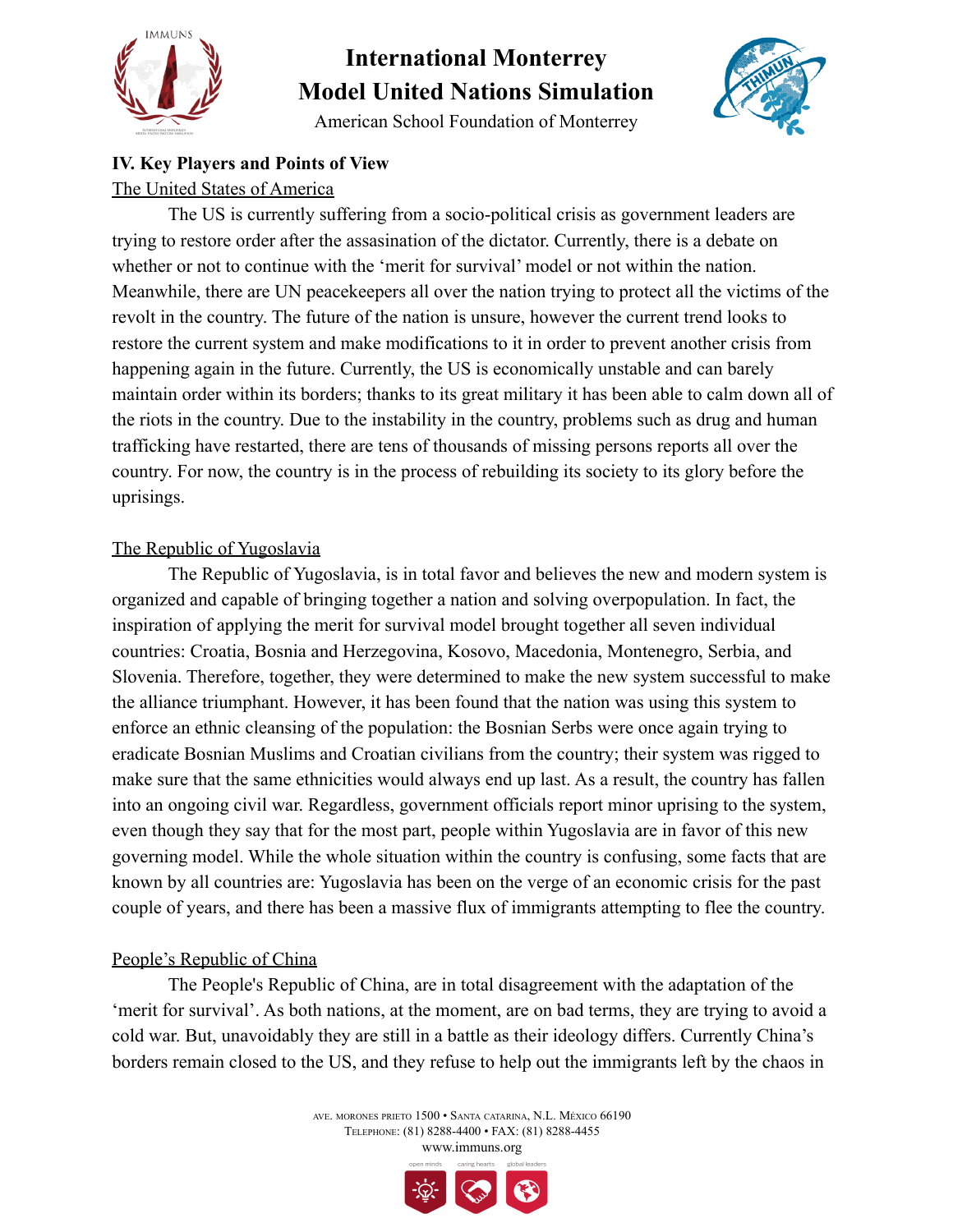## IV. Key Players and Points of View

The United States of America

The US is currently suffering from a socio-political crisis as government leaders are trying to restore order after the assasination of the dictator. Currently, there is a debate on whether or not to continue with the 'merit for survival' model or not within the nation. Meanwhile, there are UN peacekeepers all over the nation trying to protect all the victims of the revolt in the country. The future of the nation is unsure, however the current trend looks to restore the current system and make modifications to it in order to prevent another crisis from happening again in the future. Currently, the US is economically unstable and can barely maintain order within its borders; thanks to its great military it has been able to calm down all of the riots in the country. Due to the instability in the country, problems such as drug and human trafficking have restarted, there are tens of thousands of missing persons reports all over the country. For now, the country is in the process of rebuilding its society to its glory before the uprisings.

The Republic of Yugoslavia

The Republic of Yugoslavia, is in total favor and believes the new and modern system is organized and capable of bringing together a nation and solving overpopulation. In fact, the inspiration of applying the merit for survival model brought together all seven individual countries: Croatia, Bosnia and Herzegovina, Kosovo, Macedonia, Montenegro, Serbia, and Slovenia. Therefore, together, they were determined to make the new system successful to make the alliance triumphant. However, it has been found that the nation was using this system to enforce an ethnic cleansing of the population: the Bosnian Serbs were once again trying to eradicate Bosnian Muslims and Croatian civilians from the country; their system was rigged to make sure that the same ethnicities would always end up last. As a result, the country has fallen into an ongoing civil war. Regardless, government officials report minor uprising to the system, even though they say that for the most part, people within Yugoslavia are in favor of this new governing model. While the whole situation within the country is confusing, some facts that are known by all countries are: Yugoslavia has been on the verge of an economic crisis for the past couple of years, and there has been a massive flux of immigrants attempting to flee the country.

People's Republic of China

The People's Republic of China, are in total disagreement with the adaptation of the 'merit for survival'. As both nations, at the moment, are on bad terms, they are trying to avoid a cold war. But, unavoidably they are still in a battle as their ideology differs. Currently China's borders remain closed to the US, and they refuse to help out the immigrants left by the chaos in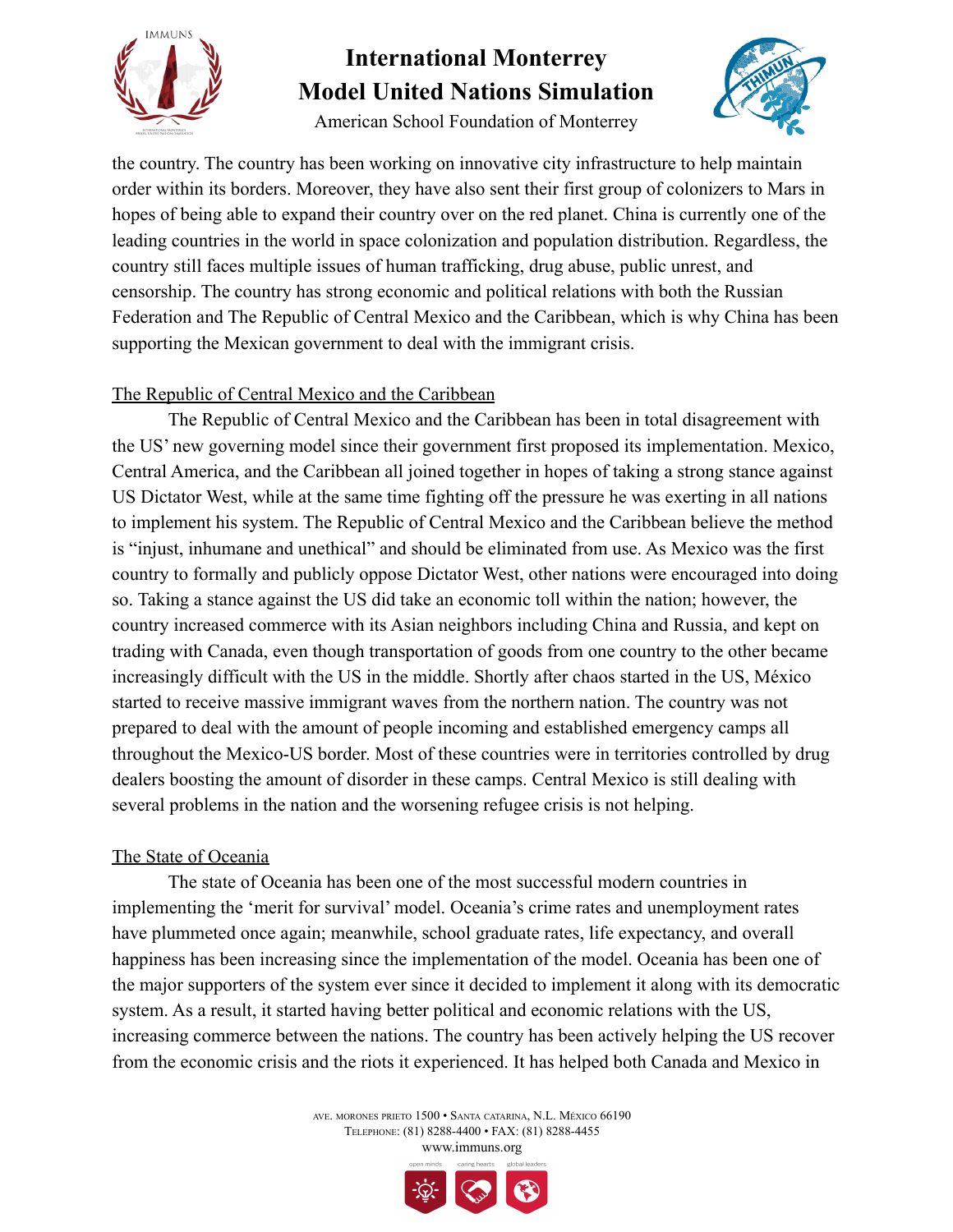the country. The country has been working on innovative city infrastructure to help maintain order within its borders. Moreover, they have also sent their first group of colonizers to Mars in hopes of being able to expand their country over on the red planet. China is currently one of the leading countries in the world in space colonization and population distribution. Regardless, the country still faces multiple issues of human trafficking, drug abuse, public unrest, and censorship. The country has strong economic and political relations with both the Russian Federation and The Republic of Central Mexico and the Caribbean, which is why China has been supporting the Mexican government to deal with the immigrant crisis.

## The Republic of Central Mexico and the Caribbean

The Republic of Central Mexico and the Caribbean has been in total disagreement with the US' new governing model since their government first proposed its implementation. Mexico, Central America, and the Caribbean all joined together in hopes of taking a strong stance against US Dictator West, while at the same time fighting off the pressure he was exerting in all nations to implement his system. The Republic of Central Mexico and the Caribbean believe the method is "injust, inhumane and unethical" and should be eliminated from use. As Mexico was the first country to formally and publicly oppose Dictator West, other nations were encouraged into doing so. Taking a stance against the US did take an economic toll within the nation; however, the country increased commerce with its Asian neighbors including China and Russia, and kept on trading with Canada, even though transportation of goods from one country to the other became increasingly difficult with the US in the middle. Shortly after chaos started in the US, México started to receive massive immigrant waves from the northern nation. The country was not prepared to deal with the amount of people incoming and established emergency camps all throughout the Mexico-US border. Most of these countries were in territories controlled by drug dealers boosting the amount of disorder in these camps. Central Mexico is still dealing with several problems in the nation and the worsening refugee crisis is not helping.

## The State of Oceania

The state of Oceania has been one of the most successful modern countries in implementing the 'merit for survival' model. Oceania's crime rates and unemployment rates have plummeted once again; meanwhile, school graduate rates, life expectancy, and overall happiness has been increasing since the implementation of the model. Oceania has been one of the major supporters of the system ever since it decided to implement it along with its democratic system. As a result, it started having better political and economic relations with the US, increasing commerce between the nations. The country has been actively helping the US recover from the economic crisis and the riots it experienced. It has helped both Canada and Mexico in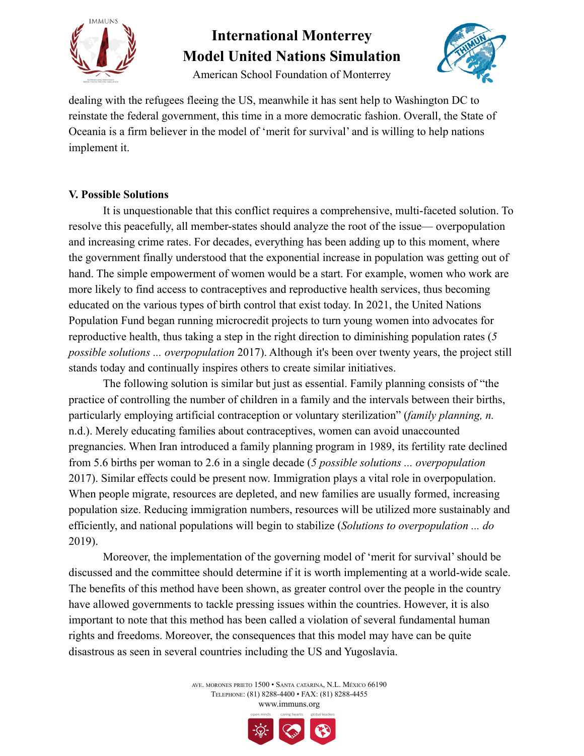dealing with the refugees fleeing the US, meanwhile it has sent help to Washington DC to reinstate the federal government, this time in a more democratic fashion. Overall, the State of Oceania is a firm believer in the model of 'merit for survival' and is willing to help nations implement it.

**V. Possible Solutions**

It is unquestionable that this conflict requires a comprehensive, multi-faceted solution. To resolve this peacefully, all member-states should analyze the root of the issue— overpopulation and increasing crime rates. For decades, everything has been adding up to this moment, where the government finally understood that the exponential increase in population was getting out of hand. The simple empowerment of women would be a start. For example, women who work are more likely to find access to contraceptives and reproductive health services, thus becoming educated on the various types of birth control that exist today. In 2021, the United Nations Population Fund began running microcredit projects to turn young women into advocates for reproductive health, thus taking a step in the right direction to diminishing population rates (*5 possible solutions ... overpopulation* 2017). Although it's been over twenty years, the project still stands today and continually inspires others to create similar initiatives.

The following solution is similar but just as essential. Family planning consists of "the practice of controlling the number of children in a family and the intervals between their births, particularly employing artificial contraception or voluntary sterilization" (*family planning, n.* n.d.). Merely educating families about contraceptives, women can avoid unaccounted pregnancies. When Iran introduced a family planning program in 1989, its fertility rate declined from 5.6 births per woman to 2.6 in a single decade (*5 possible solutions ... overpopulation* 2017). Similar effects could be present now. Immigration plays a vital role in overpopulation. When people migrate, resources are depleted, and new families are usually formed, increasing population size. Reducing immigration numbers, resources will be utilized more sustainably and efficiently, and national populations will begin to stabilize (*Solutions to overpopulation ... do* 2019).

Moreover, the implementation of the governing model of 'merit for survival' should be discussed and the committee should determine if it is worth implementing at a world-wide scale. The benefits of this method have been shown, as greater control over the people in the country have allowed governments to tackle pressing issues within the countries. However, it is also important to note that this method has been called a violation of several fundamental human rights and freedoms. Moreover, the consequences that this model may have can be quite disastrous as seen in several countries including the US and Yugoslavia.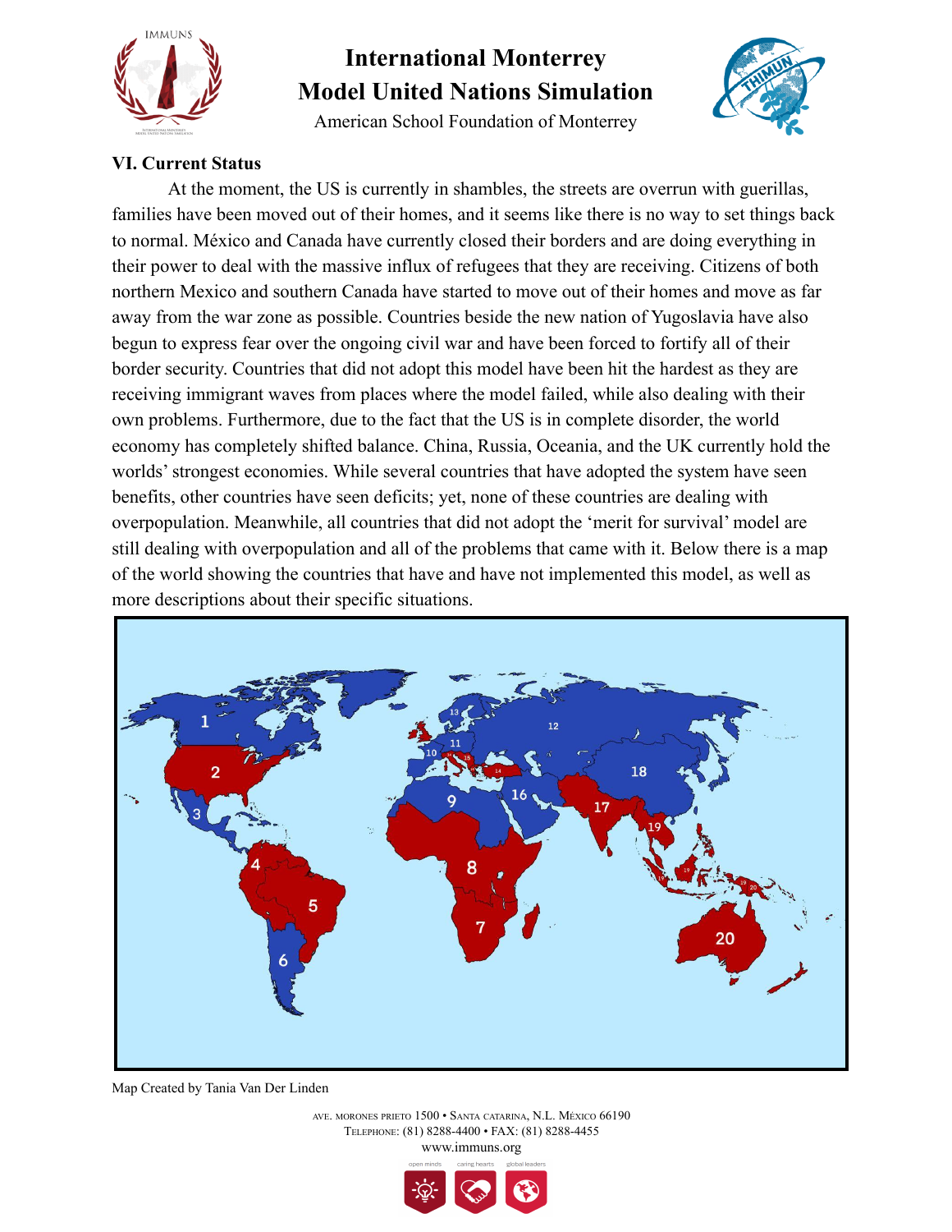## VI. Current Status

At the moment, the US is currently in shambles, the streets are overrun with guerillas, families have been moved out of their homes, and it seems like there is no way to set things back to normal. México and Canada have currently closed their borders and are doing everything in their power to deal with the massive influx of refugees that they are receiving. Citizens of both northern Mexico and southern Canada have started to move out of their homes and move as far away from the war zone as possible. Countries beside the new nation of Yugoslavia have also begun to express fear over the ongoing civil war and have been forced to fortify all of their border security. Countries that did not adopt this model have been hit the hardest as they are receiving immigrant waves from places where the model failed, while also dealing with their own problems. Furthermore, due to the fact that the US is in complete disorder, the world economy has completely shifted balance. China, Russia, Oceania, and the UK currently hold the worlds' strongest economies. While several countries that have adopted the system have seen benefits, other countries have seen deficits; yet, none of these countries are dealing with overpopulation. Meanwhile, all countries that did not adopt the 'merit for survival' model are still dealing with overpopulation and all of the problems that came with it. Below there is a map of the world showing the countries that have and have not implemented this model, as well as more descriptions about their specific situations.

Map Created by Tania Van Der Linden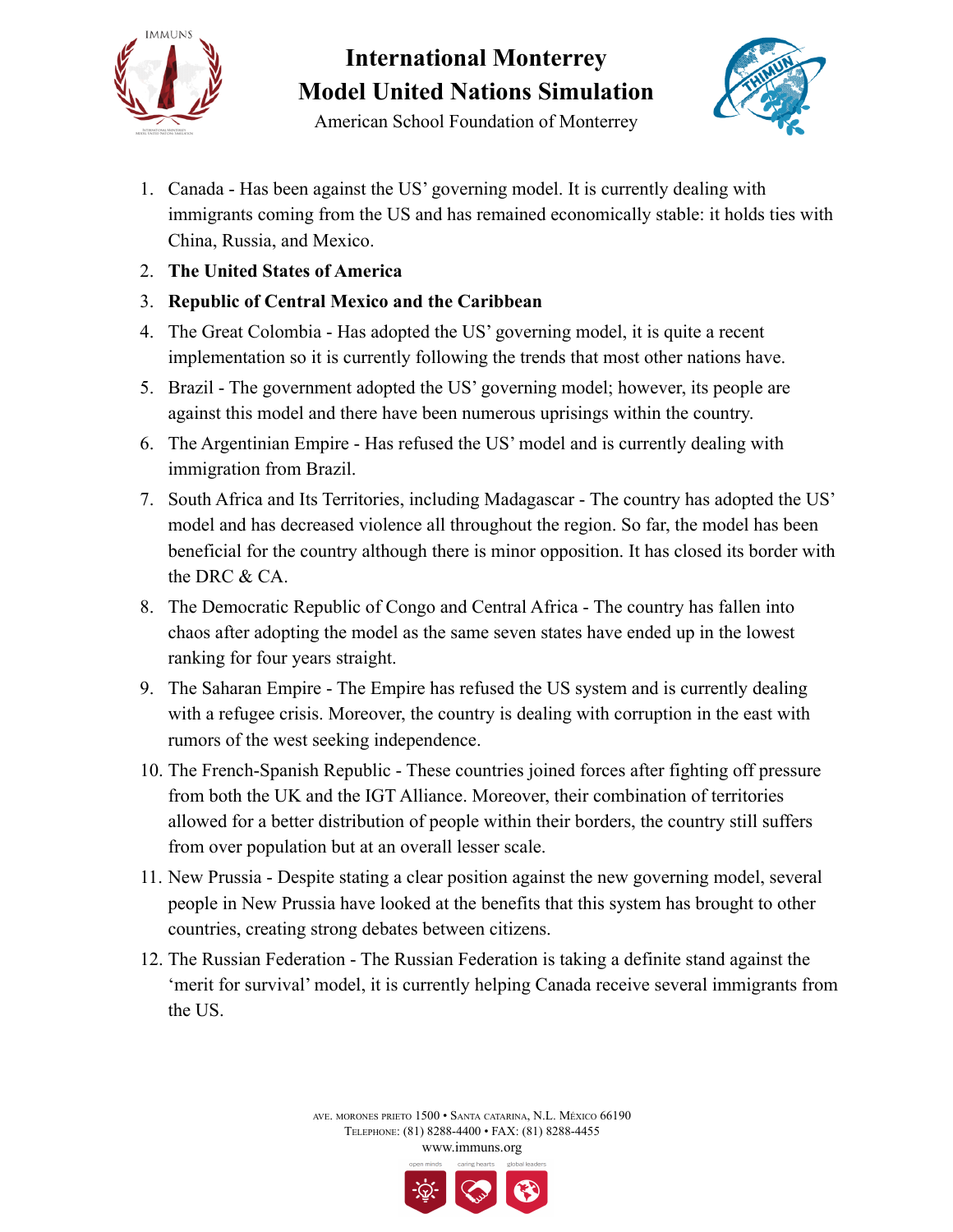1. Canada - Has been against the US' governing model. It is currently dealing with immigrants coming from the US and has remained economically stable: it holds ties with China, Russia, and Mexico.
2. **The United States of America**
3. **Republic of Central Mexico and the Caribbean**
4. The Great Colombia - Has adopted the US' governing model, it is quite a recent implementation so it is currently following the trends that most other nations have.
5. Brazil - The government adopted the US' governing model; however, its people are against this model and there have been numerous uprisings within the country.
6. The Argentinian Empire - Has refused the US' model and is currently dealing with immigration from Brazil.
7. South Africa and Its Territories, including Madagascar - The country has adopted the US' model and has decreased violence all throughout the region. So far, the model has been beneficial for the country although there is minor opposition. It has closed its border with the DRC & CA.
8. The Democratic Republic of Congo and Central Africa - The country has fallen into chaos after adopting the model as the same seven states have ended up in the lowest ranking for four years straight.
9. The Saharan Empire - The Empire has refused the US system and is currently dealing with a refugee crisis. Moreover, the country is dealing with corruption in the east with rumors of the west seeking independence.
10. The French-Spanish Republic - These countries joined forces after fighting off pressure from both the UK and the IGT Alliance. Moreover, their combination of territories allowed for a better distribution of people within their borders, the country still suffers from over population but at an overall lesser scale.
11. New Prussia - Despite stating a clear position against the new governing model, several people in New Prussia have looked at the benefits that this system has brought to other countries, creating strong debates between citizens.
12. The Russian Federation - The Russian Federation is taking a definite stand against the 'merit for survival' model, it is currently helping Canada receive several immigrants from the US.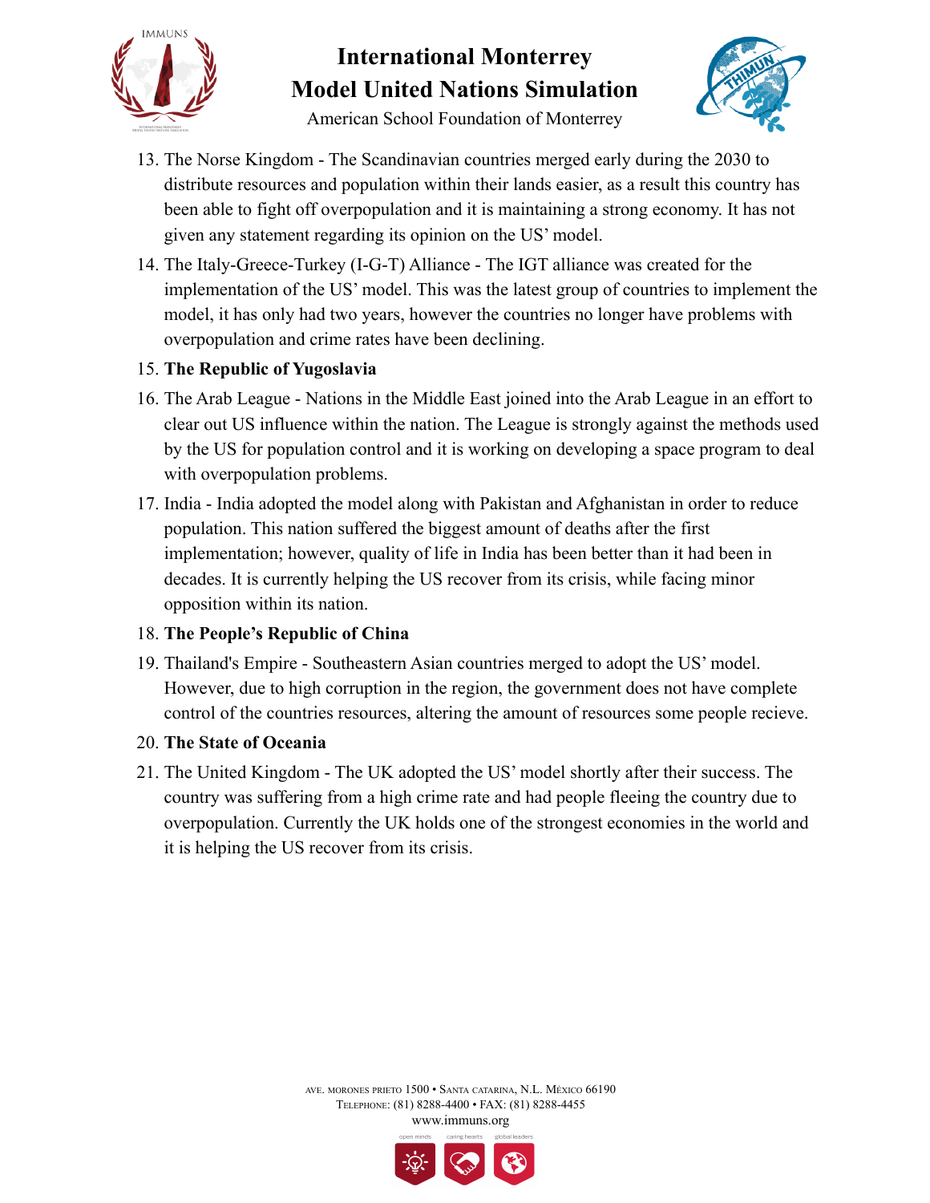13. The Norse Kingdom - The Scandinavian countries merged early during the 2030 to distribute resources and population within their lands easier, as a result this country has been able to fight off overpopulation and it is maintaining a strong economy. It has not given any statement regarding its opinion on the US' model.
14. The Italy-Greece-Turkey (I-G-T) Alliance - The IGT alliance was created for the implementation of the US' model. This was the latest group of countries to implement the model, it has only had two years, however the countries no longer have problems with overpopulation and crime rates have been declining.
15. **The Republic of Yugoslavia**
16. The Arab League - Nations in the Middle East joined into the Arab League in an effort to clear out US influence within the nation. The League is strongly against the methods used by the US for population control and it is working on developing a space program to deal with overpopulation problems.
17. India - India adopted the model along with Pakistan and Afghanistan in order to reduce population. This nation suffered the biggest amount of deaths after the first implementation; however, quality of life in India has been better than it had been in decades. It is currently helping the US recover from its crisis, while facing minor opposition within its nation.
18. **The People's Republic of China**
19. Thailand's Empire - Southeastern Asian countries merged to adopt the US' model. However, due to high corruption in the region, the government does not have complete control of the countries resources, altering the amount of resources some people recieve.
20. **The State of Oceania**
21. The United Kingdom - The UK adopted the US' model shortly after their success. The country was suffering from a high crime rate and had people fleeing the country due to overpopulation. Currently the UK holds one of the strongest economies in the world and it is helping the US recover from its crisis.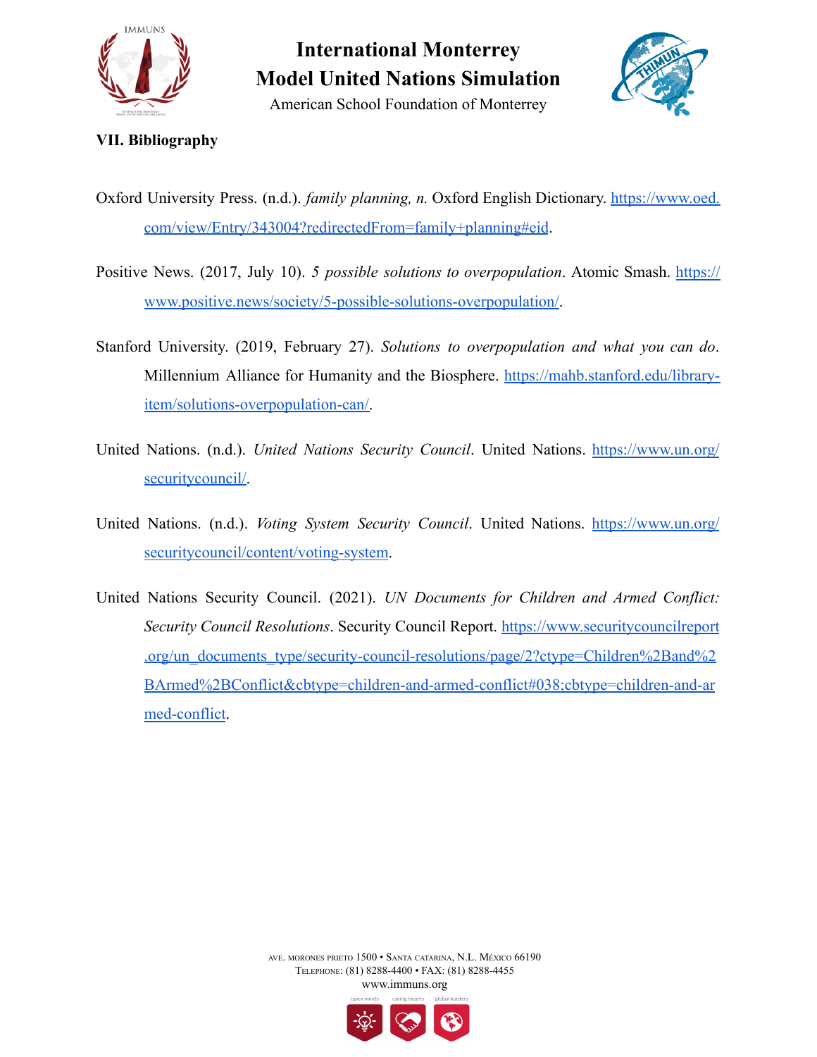## VII. Bibliography

Oxford University Press. (n.d.). *family planning, n.* Oxford English Dictionary. https://www.oed.com/view/Entry/343004?redirectedFrom=family+planning#eid.

Positive News. (2017, July 10). *5 possible solutions to overpopulation*. Atomic Smash. https://www.positive.news/society/5-possible-solutions-overpopulation/.

Stanford University. (2019, February 27). *Solutions to overpopulation and what you can do*. Millennium Alliance for Humanity and the Biosphere. https://mahb.stanford.edu/library-item/solutions-overpopulation-can/.

United Nations. (n.d.). *United Nations Security Council*. United Nations. https://www.un.org/securitycouncil/.

United Nations. (n.d.). *Voting System Security Council*. United Nations. https://www.un.org/securitycouncil/content/voting-system.

United Nations Security Council. (2021). *UN Documents for Children and Armed Conflict: Security Council Resolutions*. Security Council Report. https://www.securitycouncilreport.org/un_documents_type/security-council-resolutions/page/2?ctype=Children%2Band%2BArmed%2BConflict&cbtype=children-and-armed-conflict#038;cbtype=children-and-armed-conflict.